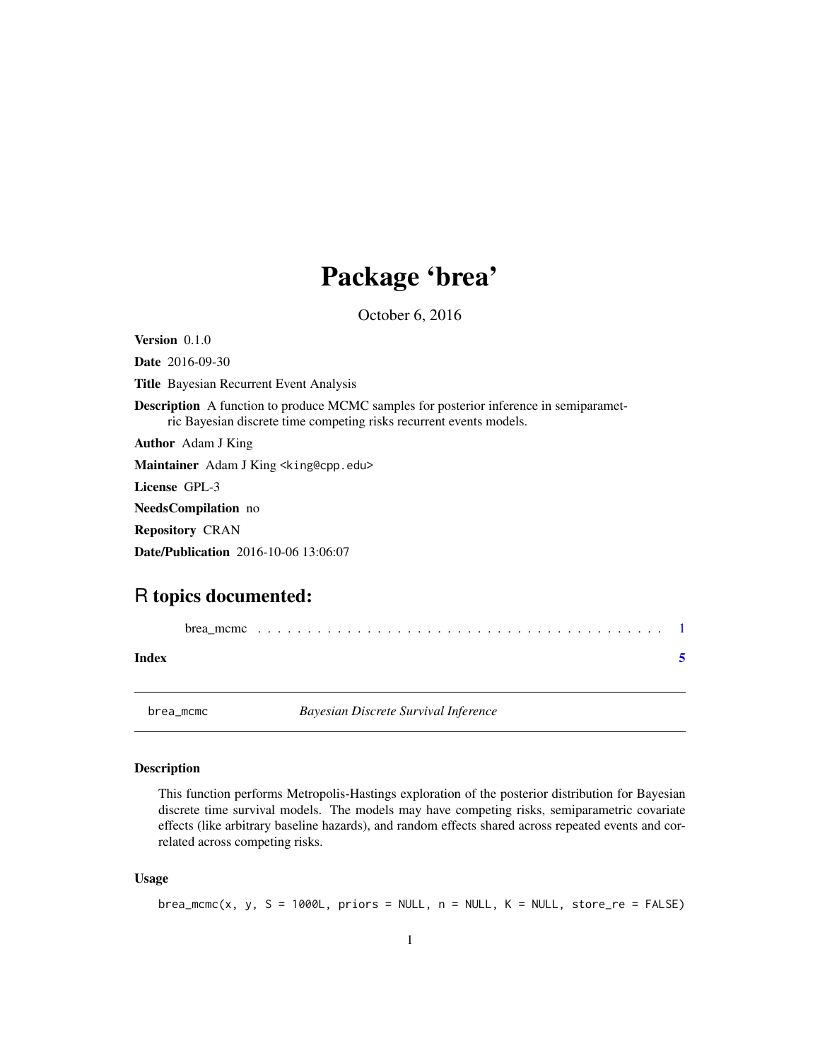# Package 'brea'

October 6, 2016

**Version** 0.1.0

**Date** 2016-09-30

**Title** Bayesian Recurrent Event Analysis

**Description** A function to produce MCMC samples for posterior inference in semiparametric Bayesian discrete time competing risks recurrent events models.

**Author** Adam J King

**Maintainer** Adam J King <king@cpp.edu>

**License** GPL-3

**NeedsCompilation** no

**Repository** CRAN

**Date/Publication** 2016-10-06 13:06:07

## R topics documented:

brea_mcmc . . . . . . . . . . . . . . . . . . . . . . . . . . . . . . . . . . . . . . . . 1

**Index** **5**

---

brea_mcmc *Bayesian Discrete Survival Inference*

---

### Description

This function performs Metropolis-Hastings exploration of the posterior distribution for Bayesian discrete time survival models. The models may have competing risks, semiparametric covariate effects (like arbitrary baseline hazards), and random effects shared across repeated events and correlated across competing risks.

### Usage

```
brea_mcmc(x, y, S = 1000L, priors = NULL, n = NULL, K = NULL, store_re = FALSE)
```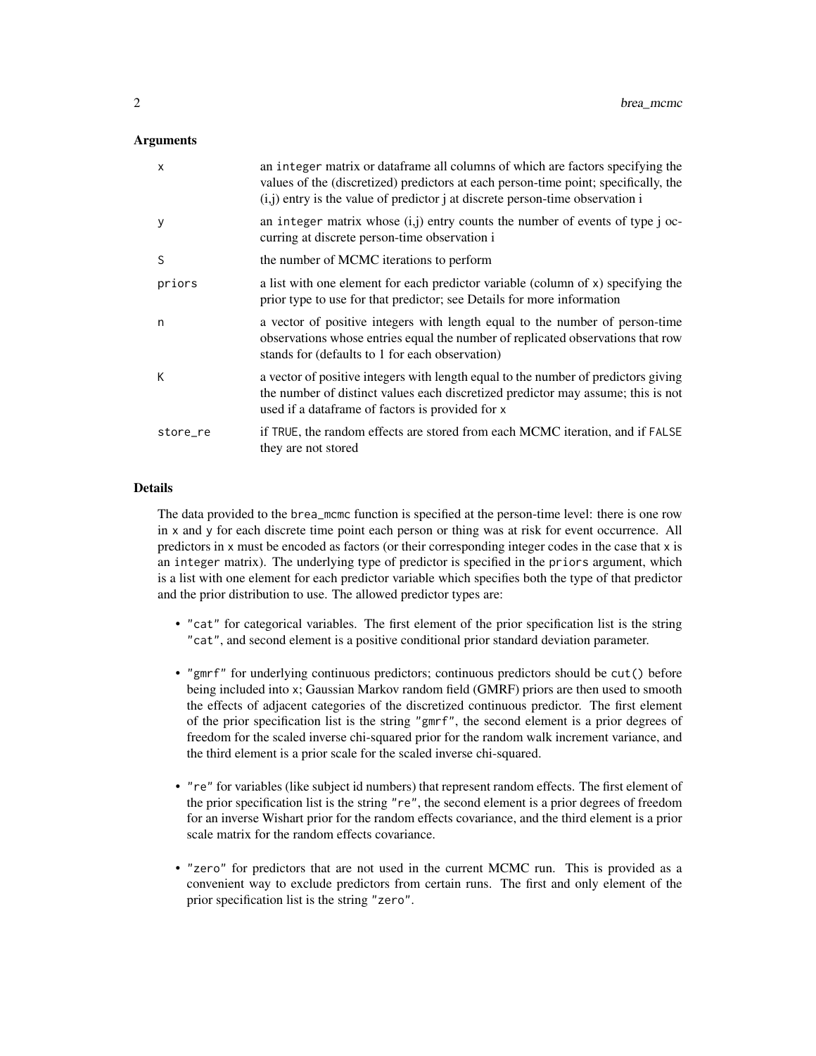### Arguments

| | |
|---|---|
| `x` | an `integer` matrix or dataframe all columns of which are factors specifying the values of the (discretized) predictors at each person-time point; specifically, the (i,j) entry is the value of predictor j at discrete person-time observation i |
| `y` | an `integer` matrix whose (i,j) entry counts the number of events of type j occurring at discrete person-time observation i |
| `S` | the number of MCMC iterations to perform |
| `priors` | a list with one element for each predictor variable (column of `x`) specifying the prior type to use for that predictor; see Details for more information |
| `n` | a vector of positive integers with length equal to the number of person-time observations whose entries equal the number of replicated observations that row stands for (defaults to 1 for each observation) |
| `K` | a vector of positive integers with length equal to the number of predictors giving the number of distinct values each discretized predictor may assume; this is not used if a dataframe of factors is provided for `x` |
| `store_re` | if `TRUE`, the random effects are stored from each MCMC iteration, and if `FALSE` they are not stored |

### Details

The data provided to the `brea_mcmc` function is specified at the person-time level: there is one row in `x` and `y` for each discrete time point each person or thing was at risk for event occurrence. All predictors in `x` must be encoded as factors (or their corresponding integer codes in the case that `x` is an `integer` matrix). The underlying type of predictor is specified in the `priors` argument, which is a list with one element for each predictor variable which specifies both the type of that predictor and the prior distribution to use. The allowed predictor types are:

- `"cat"` for categorical variables. The first element of the prior specification list is the string `"cat"`, and second element is a positive conditional prior standard deviation parameter.
- `"gmrf"` for underlying continuous predictors; continuous predictors should be `cut()` before being included into `x`; Gaussian Markov random field (GMRF) priors are then used to smooth the effects of adjacent categories of the discretized continuous predictor. The first element of the prior specification list is the string `"gmrf"`, the second element is a prior degrees of freedom for the scaled inverse chi-squared prior for the random walk increment variance, and the third element is a prior scale for the scaled inverse chi-squared.
- `"re"` for variables (like subject id numbers) that represent random effects. The first element of the prior specification list is the string `"re"`, the second element is a prior degrees of freedom for an inverse Wishart prior for the random effects covariance, and the third element is a prior scale matrix for the random effects covariance.
- `"zero"` for predictors that are not used in the current MCMC run. This is provided as a convenient way to exclude predictors from certain runs. The first and only element of the prior specification list is the string `"zero"`.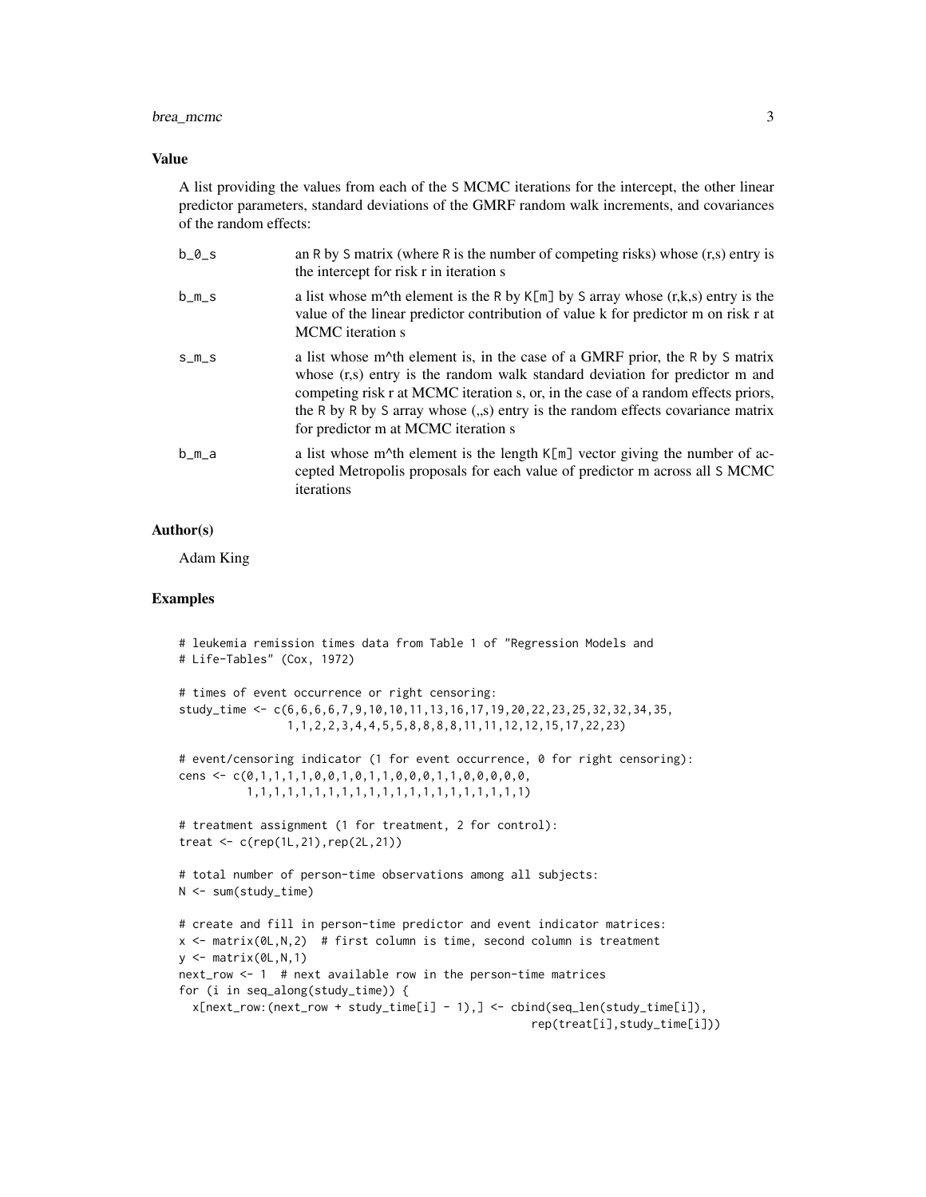### Value

A list providing the values from each of the S MCMC iterations for the intercept, the other linear predictor parameters, standard deviations of the GMRF random walk increments, and covariances of the random effects:

| | |
|---|---|
| b_0_s | an R by S matrix (where R is the number of competing risks) whose (r,s) entry is the intercept for risk r in iteration s |
| b_m_s | a list whose m^th element is the R by K[m] by S array whose (r,k,s) entry is the value of the linear predictor contribution of value k for predictor m on risk r at MCMC iteration s |
| s_m_s | a list whose m^th element is, in the case of a GMRF prior, the R by S matrix whose (r,s) entry is the random walk standard deviation for predictor m and competing risk r at MCMC iteration s, or, in the case of a random effects priors, the R by R by S array whose (,,s) entry is the random effects covariance matrix for predictor m at MCMC iteration s |
| b_m_a | a list whose m^th element is the length K[m] vector giving the number of accepted Metropolis proposals for each value of predictor m across all S MCMC iterations |

### Author(s)

Adam King

### Examples

```
# leukemia remission times data from Table 1 of "Regression Models and
# Life-Tables" (Cox, 1972)

# times of event occurrence or right censoring:
study_time <- c(6,6,6,6,7,9,10,10,11,13,16,17,19,20,22,23,25,32,32,34,35,
                1,1,2,2,3,4,4,5,5,8,8,8,8,11,11,12,12,15,17,22,23)

# event/censoring indicator (1 for event occurrence, 0 for right censoring):
cens <- c(0,1,1,1,1,0,0,1,0,1,1,0,0,0,1,1,0,0,0,0,0,
          1,1,1,1,1,1,1,1,1,1,1,1,1,1,1,1,1,1,1,1,1)

# treatment assignment (1 for treatment, 2 for control):
treat <- c(rep(1L,21),rep(2L,21))

# total number of person-time observations among all subjects:
N <- sum(study_time)

# create and fill in person-time predictor and event indicator matrices:
x <- matrix(0L,N,2)  # first column is time, second column is treatment
y <- matrix(0L,N,1)
next_row <- 1  # next available row in the person-time matrices
for (i in seq_along(study_time)) {
  x[next_row:(next_row + study_time[i] - 1),] <- cbind(seq_len(study_time[i]),
                                                        rep(treat[i],study_time[i]))
```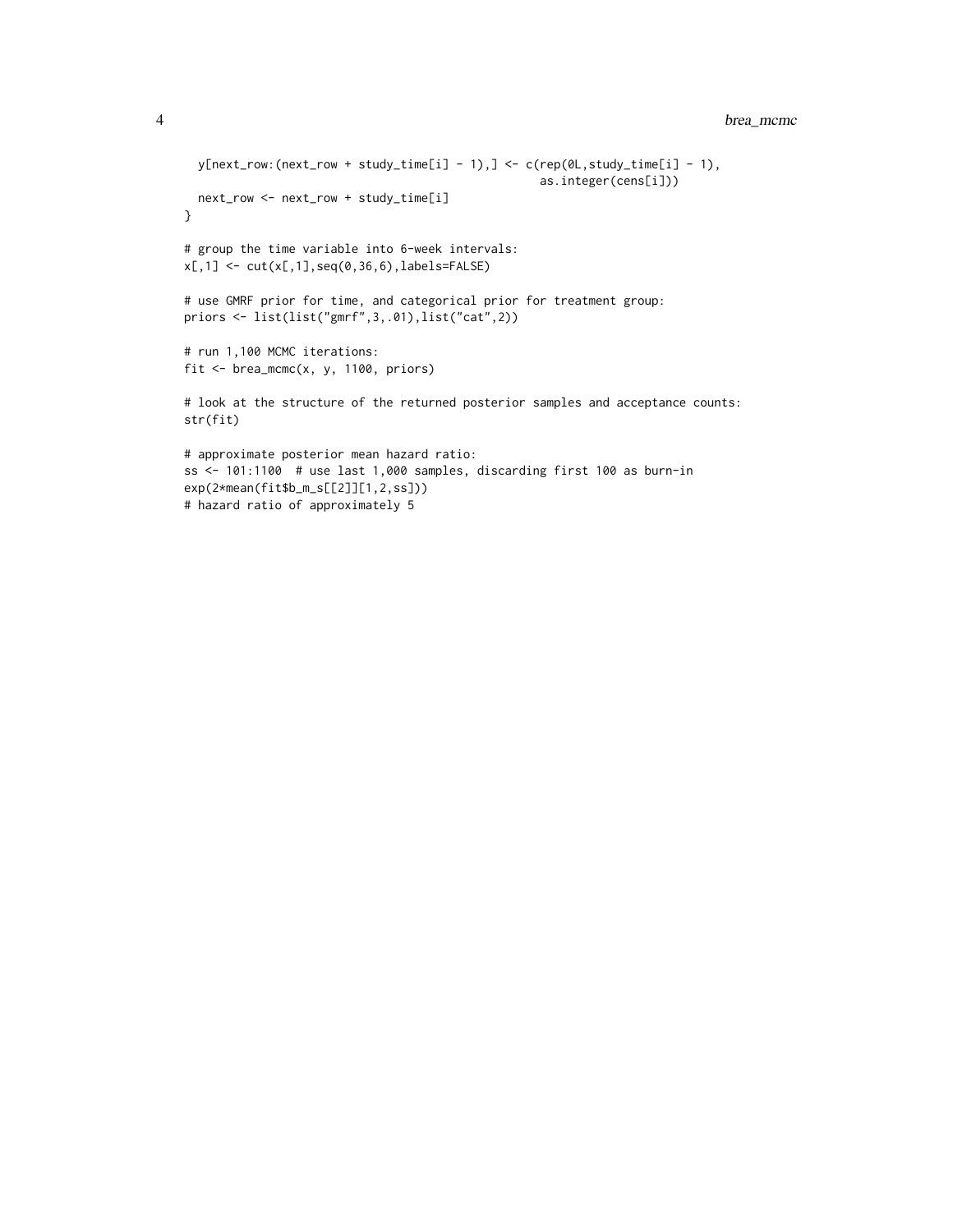```
  y[next_row:(next_row + study_time[i] - 1),] <- c(rep(0L,study_time[i] - 1),
                                                   as.integer(cens[i]))
  next_row <- next_row + study_time[i]
}

# group the time variable into 6-week intervals:
x[,1] <- cut(x[,1],seq(0,36,6),labels=FALSE)

# use GMRF prior for time, and categorical prior for treatment group:
priors <- list(list("gmrf",3,.01),list("cat",2))

# run 1,100 MCMC iterations:
fit <- brea_mcmc(x, y, 1100, priors)

# look at the structure of the returned posterior samples and acceptance counts:
str(fit)

# approximate posterior mean hazard ratio:
ss <- 101:1100  # use last 1,000 samples, discarding first 100 as burn-in
exp(2*mean(fit$b_m_s[[2]][1,2,ss]))
# hazard ratio of approximately 5
```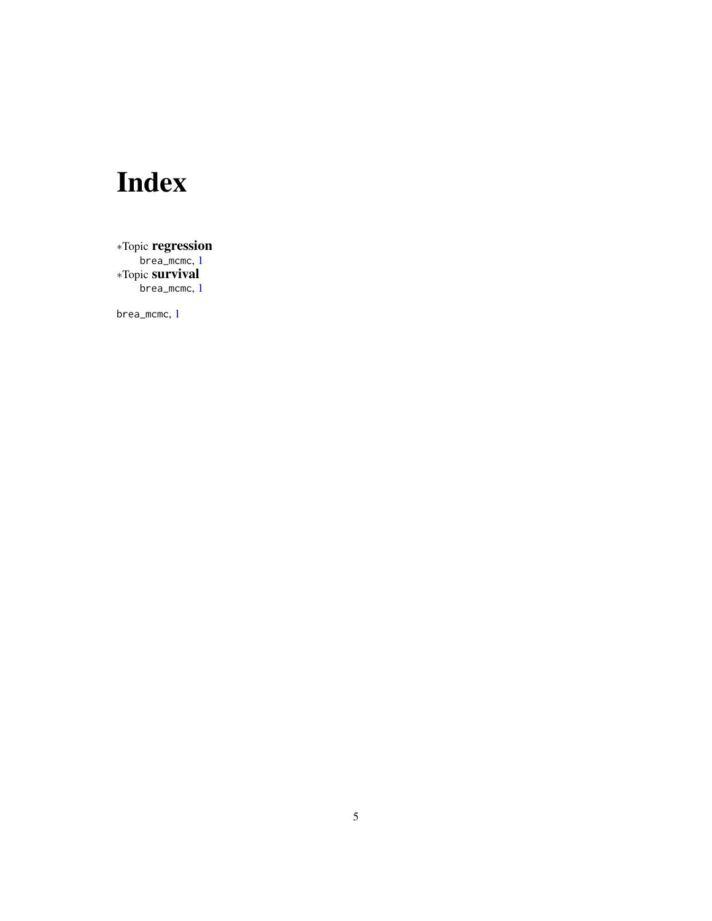# Index

∗Topic **regression**
    brea_mcmc, 1
∗Topic **survival**
    brea_mcmc, 1

brea_mcmc, 1